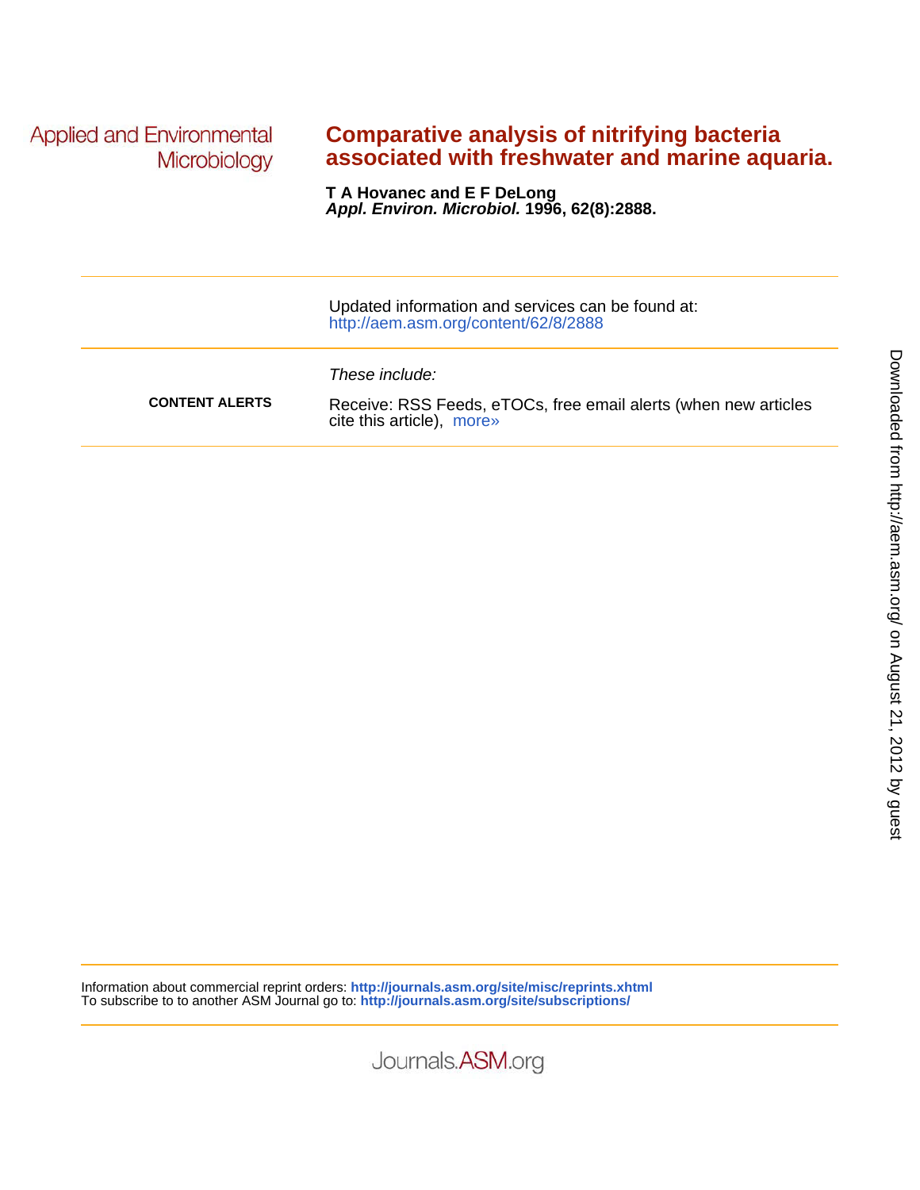Applied and Environmental Microbiology

# Comparative analysis of nitrifying bacteria associated with freshwater and marine aquaria.

**T A Hovanec and E F DeLong**
***Appl. Environ. Microbiol.*** **1996, 62(8):2888.**

Updated information and services can be found at:
http://aem.asm.org/content/62/8/2888

*These include:*

**CONTENT ALERTS**

Receive: RSS Feeds, eTOCs, free email alerts (when new articles cite this article), more»

Information about commercial reprint orders: **http://journals.asm.org/site/misc/reprints.xhtml**
To subscribe to to another ASM Journal go to: **http://journals.asm.org/site/subscriptions/**

Downloaded from http://aem.asm.org/ on August 21, 2012 by guest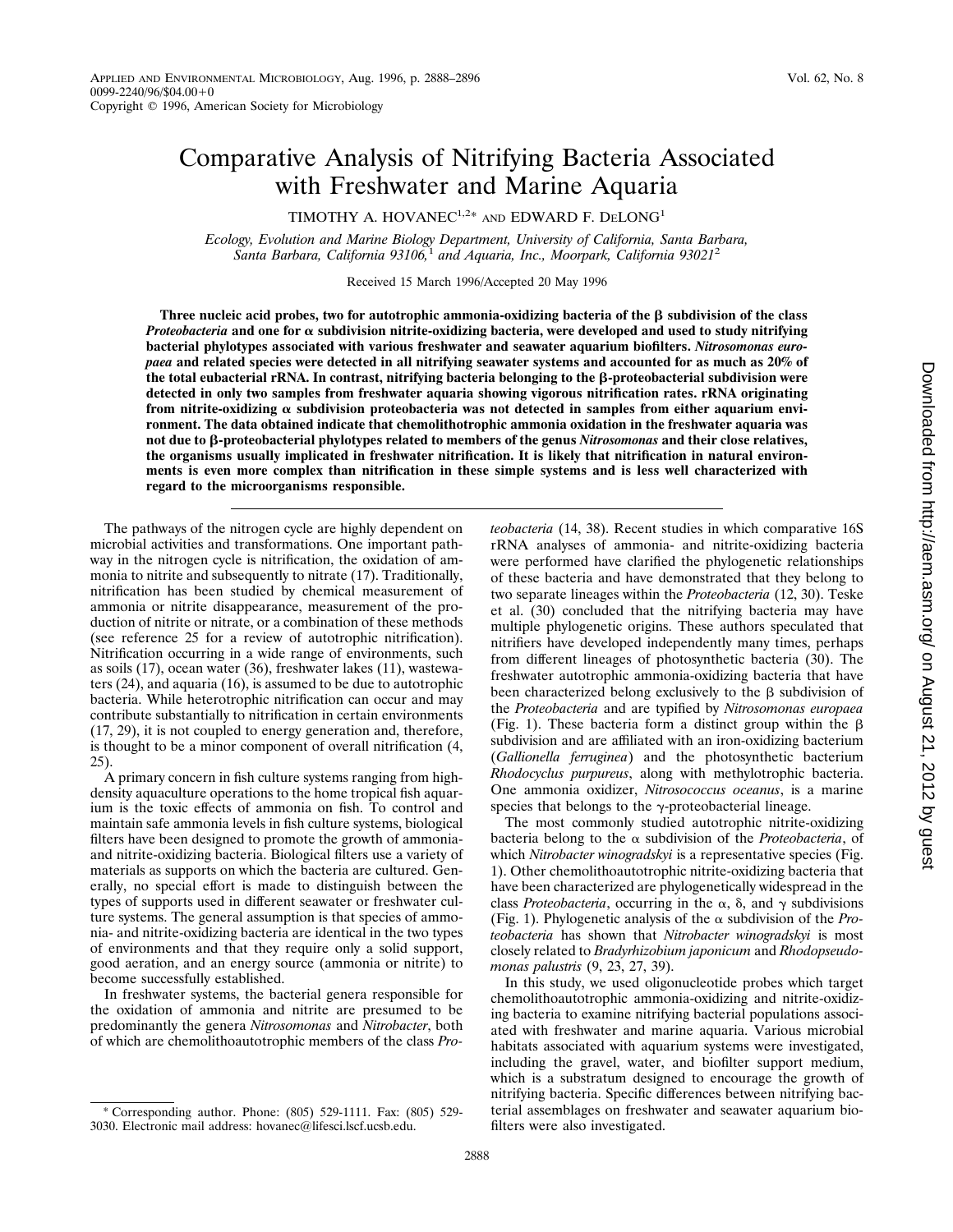# Comparative Analysis of Nitrifying Bacteria Associated with Freshwater and Marine Aquaria

TIMOTHY A. HOVANEC[1,2]* AND EDWARD F. DELONG[1]

*Ecology, Evolution and Marine Biology Department, University of California, Santa Barbara, Santa Barbara, California 93106,[1] and Aquaria, Inc., Moorpark, California 93021[2]*

Received 15 March 1996/Accepted 20 May 1996

**Three nucleic acid probes, two for autotrophic ammonia-oxidizing bacteria of the β subdivision of the class *Proteobacteria* and one for α subdivision nitrite-oxidizing bacteria, were developed and used to study nitrifying bacterial phylotypes associated with various freshwater and seawater aquarium biofilters. *Nitrosomonas europaea* and related species were detected in all nitrifying seawater systems and accounted for as much as 20% of the total eubacterial rRNA. In contrast, nitrifying bacteria belonging to the β-proteobacterial subdivision were detected in only two samples from freshwater aquaria showing vigorous nitrification rates. rRNA originating from nitrite-oxidizing α subdivision proteobacteria was not detected in samples from either aquarium environment. The data obtained indicate that chemolithotrophic ammonia oxidation in the freshwater aquaria was not due to β-proteobacterial phylotypes related to members of the genus *Nitrosomonas* and their close relatives, the organisms usually implicated in freshwater nitrification. It is likely that nitrification in natural environments is even more complex than nitrification in these simple systems and is less well characterized with regard to the microorganisms responsible.**

The pathways of the nitrogen cycle are highly dependent on microbial activities and transformations. One important pathway in the nitrogen cycle is nitrification, the oxidation of ammonia to nitrite and subsequently to nitrate (17). Traditionally, nitrification has been studied by chemical measurement of ammonia or nitrite disappearance, measurement of the production of nitrite or nitrate, or a combination of these methods (see reference 25 for a review of autotrophic nitrification). Nitrification occurring in a wide range of environments, such as soils (17), ocean water (36), freshwater lakes (11), wastewaters (24), and aquaria (16), is assumed to be due to autotrophic bacteria. While heterotrophic nitrification can occur and may contribute substantially to nitrification in certain environments (17, 29), it is not coupled to energy generation and, therefore, is thought to be a minor component of overall nitrification (4, 25).

A primary concern in fish culture systems ranging from high-density aquaculture operations to the home tropical fish aquarium is the toxic effects of ammonia on fish. To control and maintain safe ammonia levels in fish culture systems, biological filters have been designed to promote the growth of ammonia- and nitrite-oxidizing bacteria. Biological filters use a variety of materials as supports on which the bacteria are cultured. Generally, no special effort is made to distinguish between the types of supports used in different seawater or freshwater culture systems. The general assumption is that species of ammonia- and nitrite-oxidizing bacteria are identical in the two types of environments and that they require only a solid support, good aeration, and an energy source (ammonia or nitrite) to become successfully established.

In freshwater systems, the bacterial genera responsible for the oxidation of ammonia and nitrite are presumed to be predominantly the genera *Nitrosomonas* and *Nitrobacter*, both of which are chemolithoautotrophic members of the class *Proteobacteria* (14, 38). Recent studies in which comparative 16S rRNA analyses of ammonia- and nitrite-oxidizing bacteria were performed have clarified the phylogenetic relationships of these bacteria and have demonstrated that they belong to two separate lineages within the *Proteobacteria* (12, 30). Teske et al. (30) concluded that the nitrifying bacteria may have multiple phylogenetic origins. These authors speculated that nitrifiers have developed independently many times, perhaps from different lineages of photosynthetic bacteria (30). The freshwater autotrophic ammonia-oxidizing bacteria that have been characterized belong exclusively to the β subdivision of the *Proteobacteria* and are typified by *Nitrosomonas europaea* (Fig. 1). These bacteria form a distinct group within the β subdivision and are affiliated with an iron-oxidizing bacterium (*Gallionella ferruginea*) and the photosynthetic bacterium *Rhodocyclus purpureus*, along with methylotrophic bacteria. One ammonia oxidizer, *Nitrosococcus oceanus*, is a marine species that belongs to the γ-proteobacterial lineage.

The most commonly studied autotrophic nitrite-oxidizing bacteria belong to the α subdivision of the *Proteobacteria*, of which *Nitrobacter winogradskyi* is a representative species (Fig. 1). Other chemolithoautotrophic nitrite-oxidizing bacteria that have been characterized are phylogenetically widespread in the class *Proteobacteria*, occurring in the α, δ, and γ subdivisions (Fig. 1). Phylogenetic analysis of the α subdivision of the *Proteobacteria* has shown that *Nitrobacter winogradskyi* is most closely related to *Bradyrhizobium japonicum* and *Rhodopseudomonas palustris* (9, 23, 27, 39).

In this study, we used oligonucleotide probes which target chemolithoautotrophic ammonia-oxidizing and nitrite-oxidizing bacteria to examine nitrifying bacterial populations associated with freshwater and marine aquaria. Various microbial habitats associated with aquarium systems were investigated, including the gravel, water, and biofilter support medium, which is a substratum designed to encourage the growth of nitrifying bacteria. Specific differences between nitrifying bacterial assemblages on freshwater and seawater aquarium biofilters were also investigated.

\* Corresponding author. Phone: (805) 529-1111. Fax: (805) 529-3030. Electronic mail address: hovanec@lifesci.lscf.ucsb.edu.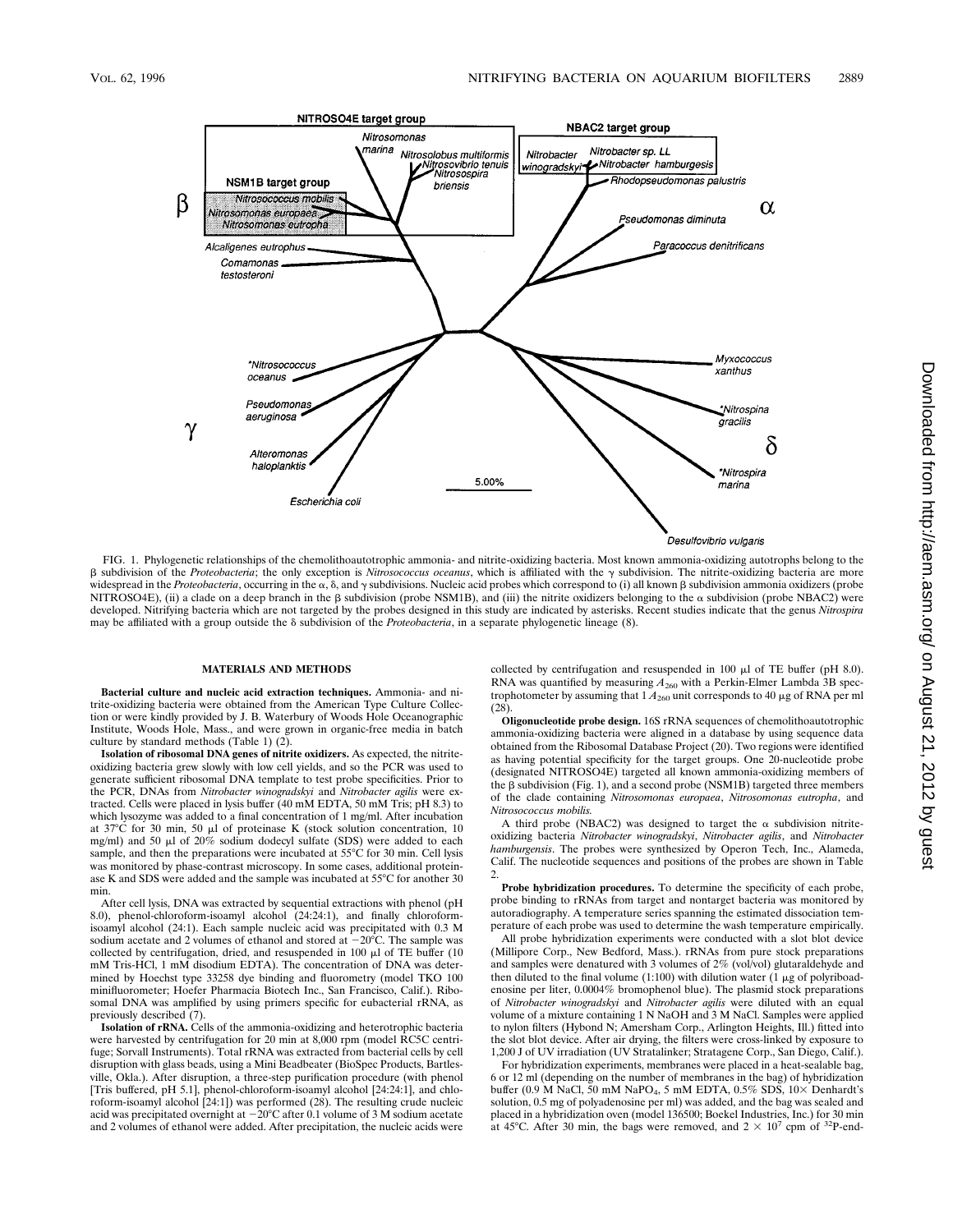FIG. 1. Phylogenetic relationships of the chemolithoautotrophic ammonia- and nitrite-oxidizing bacteria. Most known ammonia-oxidizing autotrophs belong to the β subdivision of the *Proteobacteria*; the only exception is *Nitrosococcus oceanus*, which is affiliated with the γ subdivision. The nitrite-oxidizing bacteria are more widespread in the *Proteobacteria*, occurring in the α, δ, and γ subdivisions. Nucleic acid probes which correspond to (i) all known β subdivision ammonia oxidizers (probe NITROSO4E), (ii) a clade on a deep branch in the β subdivision (probe NSM1B), and (iii) the nitrite oxidizers belonging to the α subdivision (probe NBAC2) were developed. Nitrifying bacteria which are not targeted by the probes designed in this study are indicated by asterisks. Recent studies indicate that the genus *Nitrospira* may be affiliated with a group outside the δ subdivision of the *Proteobacteria*, in a separate phylogenetic lineage (8).

## MATERIALS AND METHODS

**Bacterial culture and nucleic acid extraction techniques.** Ammonia- and nitrite-oxidizing bacteria were obtained from the American Type Culture Collection or were kindly provided by J. B. Waterbury of Woods Hole Oceanographic Institute, Woods Hole, Mass., and were grown in organic-free media in batch culture by standard methods (Table 1) (2).

**Isolation of ribosomal DNA genes of nitrite oxidizers.** As expected, the nitrite-oxidizing bacteria grew slowly with low cell yields, and so the PCR was used to generate sufficient ribosomal DNA template to test probe specificities. Prior to the PCR, DNAs from *Nitrobacter winogradskyi* and *Nitrobacter agilis* were extracted. Cells were placed in lysis buffer (40 mM EDTA, 50 mM Tris; pH 8.3) to which lysozyme was added to a final concentration of 1 mg/ml. After incubation at 37°C for 30 min, 50 μl of proteinase K (stock solution concentration, 10 mg/ml) and 50 μl of 20% sodium dodecyl sulfate (SDS) were added to each sample, and then the preparations were incubated at 55°C for 30 min. Cell lysis was monitored by phase-contrast microscopy. In some cases, additional proteinase K and SDS were added and the sample was incubated at 55°C for another 30 min.

After cell lysis, DNA was extracted by sequential extractions with phenol (pH 8.0), phenol-chloroform-isoamyl alcohol (24:24:1), and finally chloroform-isoamyl alcohol (24:1). Each sample nucleic acid was precipitated with 0.3 M sodium acetate and 2 volumes of ethanol and stored at −20°C. The sample was collected by centrifugation, dried, and resuspended in 100 μl of TE buffer (10 mM Tris-HCl, 1 mM disodium EDTA). The concentration of DNA was determined by Hoechst type 33258 dye binding and fluorometry (model TKO 100 minifluorometer; Hoefer Pharmacia Biotech Inc., San Francisco, Calif.). Ribosomal DNA was amplified by using primers specific for eubacterial rRNA, as previously described (7).

**Isolation of rRNA.** Cells of the ammonia-oxidizing and heterotrophic bacteria were harvested by centrifugation for 20 min at 8,000 rpm (model RC5C centrifuge; Sorvall Instruments). Total rRNA was extracted from bacterial cells by cell disruption with glass beads, using a Mini Beadbeater (BioSpec Products, Bartlesville, Okla.). After disruption, a three-step purification procedure (with phenol [Tris buffered, pH 5.1], phenol-chloroform-isoamyl alcohol [24:24:1], and chloroform-isoamyl alcohol [24:1]) was performed (28). The resulting crude nucleic acid was precipitated overnight at −20°C after 0.1 volume of 3 M sodium acetate and 2 volumes of ethanol were added. After precipitation, the nucleic acids were collected by centrifugation and resuspended in 100 μl of TE buffer (pH 8.0). RNA was quantified by measuring $A_{260}$ with a Perkin-Elmer Lambda 3B spectrophotometer by assuming that 1 $A_{260}$ unit corresponds to 40 μg of RNA per ml (28).

**Oligonucleotide probe design.** 16S rRNA sequences of chemolithoautotrophic ammonia-oxidizing bacteria were aligned in a database by using sequence data obtained from the Ribosomal Database Project (20). Two regions were identified as having potential specificity for the target groups. One 20-nucleotide probe (designated NITROSO4E) targeted all known ammonia-oxidizing members of the β subdivision (Fig. 1), and a second probe (NSM1B) targeted three members of the clade containing *Nitrosomonas europaea*, *Nitrosomonas eutropha*, and *Nitrosococcus mobilis.*

A third probe (NBAC2) was designed to target the α subdivision nitrite-oxidizing bacteria *Nitrobacter winogradskyi*, *Nitrobacter agilis*, and *Nitrobacter hamburgensis*. The probes were synthesized by Operon Tech, Inc., Alameda, Calif. The nucleotide sequences and positions of the probes are shown in Table 2.

**Probe hybridization procedures.** To determine the specificity of each probe, probe binding to rRNAs from target and nontarget bacteria was monitored by autoradiography. A temperature series spanning the estimated dissociation temperature of each probe was used to determine the wash temperature empirically.

All probe hybridization experiments were conducted with a slot blot device (Millipore Corp., New Bedford, Mass.). rRNAs from pure stock preparations and samples were denatured with 3 volumes of 2% (vol/vol) glutaraldehyde and then diluted to the final volume (1:100) with dilution water (1 μg of polyriboadenosine per liter, 0.0004% bromophenol blue). The plasmid stock preparations of *Nitrobacter winogradskyi* and *Nitrobacter agilis* were diluted with an equal volume of a mixture containing 1 N NaOH and 3 M NaCl. Samples were applied to nylon filters (Hybond N; Amersham Corp., Arlington Heights, Ill.) fitted into the slot blot device. After air drying, the filters were cross-linked by exposure to 1,200 J of UV irradiation (UV Stratalinker; Stratagene Corp., San Diego, Calif.).

For hybridization experiments, membranes were placed in a heat-sealable bag, 6 or 12 ml (depending on the number of membranes in the bag) of hybridization buffer (0.9 M NaCl, 50 mM $NaPO_4$, 5 mM EDTA, 0.5% SDS, 10× Denhardt's solution, 0.5 mg of polyadenosine per ml) was added, and the bag was sealed and placed in a hybridization oven (model 136500; Boekel Industries, Inc.) for 30 min at 45°C. After 30 min, the bags were removed, and $2 \times 10^7$ cpm of $^{32}$P-end-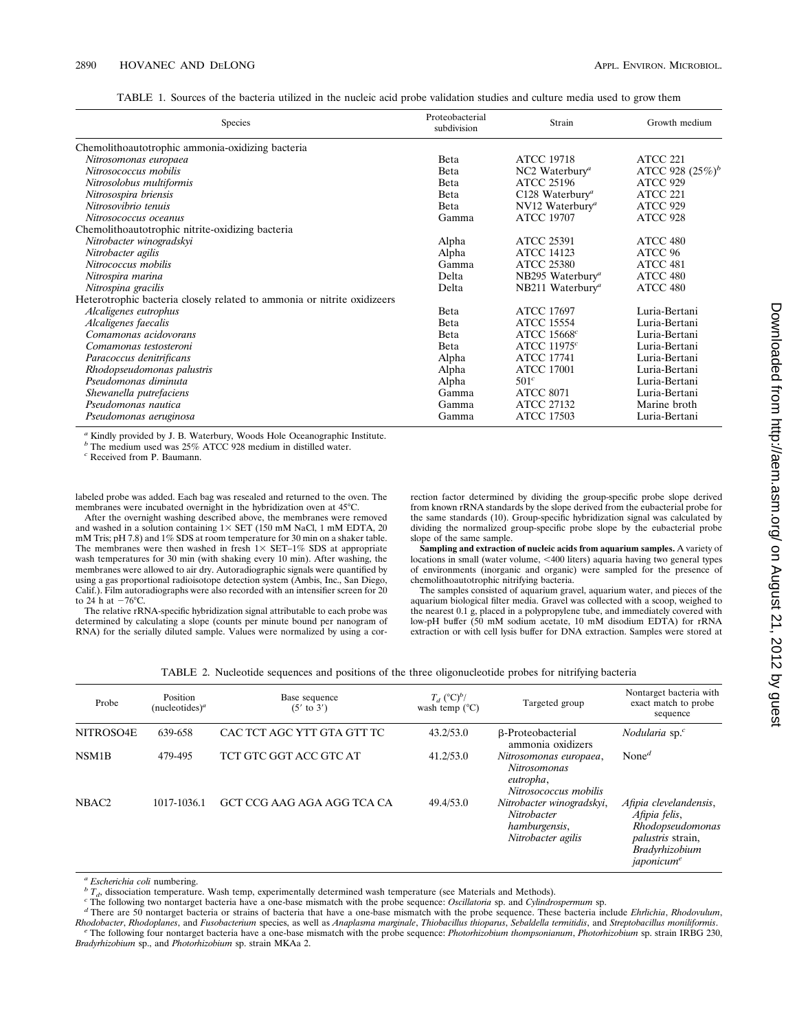TABLE 1. Sources of the bacteria utilized in the nucleic acid probe validation studies and culture media used to grow them

| Species | Proteobacterial subdivision | Strain | Growth medium |
|---|---|---|---|
| Chemolithoautotrophic ammonia-oxidizing bacteria | | | |
| *Nitrosomonas europaea* | Beta | ATCC 19718 | ATCC 221 |
| *Nitrosococcus mobilis* | Beta | NC2 Waterbury[a] | ATCC 928 (25%)[b] |
| *Nitrosolobus multiformis* | Beta | ATCC 25196 | ATCC 929 |
| *Nitrosospira briensis* | Beta | C128 Waterbury[a] | ATCC 221 |
| *Nitrosovibrio tenuis* | Beta | NV12 Waterbury[a] | ATCC 929 |
| *Nitrosococcus oceanus* | Gamma | ATCC 19707 | ATCC 928 |
| Chemolithoautotrophic nitrite-oxidizing bacteria | | | |
| *Nitrobacter winogradskyi* | Alpha | ATCC 25391 | ATCC 480 |
| *Nitrobacter agilis* | Alpha | ATCC 14123 | ATCC 96 |
| *Nitrococcus mobilis* | Gamma | ATCC 25380 | ATCC 481 |
| *Nitrospira marina* | Delta | NB295 Waterbury[a] | ATCC 480 |
| *Nitrospina gracilis* | Delta | NB211 Waterbury[a] | ATCC 480 |
| Heterotrophic bacteria closely related to ammonia or nitrite oxidizeers | | | |
| *Alcaligenes eutrophus* | Beta | ATCC 17697 | Luria-Bertani |
| *Alcaligenes faecalis* | Beta | ATCC 15554 | Luria-Bertani |
| *Comamonas acidovorans* | Beta | ATCC 15668[c] | Luria-Bertani |
| *Comamonas testosteroni* | Beta | ATCC 11975[c] | Luria-Bertani |
| *Paracoccus denitrificans* | Alpha | ATCC 17741 | Luria-Bertani |
| *Rhodopseudomonas palustris* | Alpha | ATCC 17001 | Luria-Bertani |
| *Pseudomonas diminuta* | Alpha | 501[c] | Luria-Bertani |
| *Shewanella putrefaciens* | Gamma | ATCC 8071 | Luria-Bertani |
| *Pseudomonas nautica* | Gamma | ATCC 27132 | Marine broth |
| *Pseudomonas aeruginosa* | Gamma | ATCC 17503 | Luria-Bertani |

[a] Kindly provided by J. B. Waterbury, Woods Hole Oceanographic Institute.
[b] The medium used was 25% ATCC 928 medium in distilled water.
[c] Received from P. Baumann.

labeled probe was added. Each bag was resealed and returned to the oven. The membranes were incubated overnight in the hybridization oven at 45°C.

After the overnight washing described above, the membranes were removed and washed in a solution containing 1× SET (150 mM NaCl, 1 mM EDTA, 20 mM Tris; pH 7.8) and 1% SDS at room temperature for 30 min on a shaker table. The membranes were then washed in fresh 1× SET–1% SDS at appropriate wash temperatures for 30 min (with shaking every 10 min). After washing, the membranes were allowed to air dry. Autoradiographic signals were quantified by using a gas proportional radioisotope detection system (Ambis, Inc., San Diego, Calif.). Film autoradiographs were also recorded with an intensifier screen for 20 to 24 h at −76°C.

The relative rRNA-specific hybridization signal attributable to each probe was determined by calculating a slope (counts per minute bound per nanogram of RNA) for the serially diluted sample. Values were normalized by using a correction factor determined by dividing the group-specific probe slope derived from known rRNA standards by the slope derived from the eubacterial probe for the same standards (10). Group-specific hybridization signal was calculated by dividing the normalized group-specific probe slope by the eubacterial probe slope of the same sample.

**Sampling and extraction of nucleic acids from aquarium samples.** A variety of locations in small (water volume, <400 liters) aquaria having two general types of environments (inorganic and organic) were sampled for the presence of chemolithoautotrophic nitrifying bacteria.

The samples consisted of aquarium gravel, aquarium water, and pieces of the aquarium biological filter media. Gravel was collected with a scoop, weighed to the nearest 0.1 g, placed in a polypropylene tube, and immediately covered with low-pH buffer (50 mM sodium acetate, 10 mM disodium EDTA) for rRNA extraction or with cell lysis buffer for DNA extraction. Samples were stored at

TABLE 2. Nucleotide sequences and positions of the three oligonucleotide probes for nitrifying bacteria

| Probe | Position (nucleotides)[a] | Base sequence (5′ to 3′) | $T_d$ (°C)[b]/ wash temp (°C) | Targeted group | Nontarget bacteria with exact match to probe sequence |
|---|---|---|---|---|---|
| NITROSO4E | 639-658 | CAC TCT AGC YTT GTA GTT TC | 43.2/53.0 | β-Proteobacterial ammonia oxidizers | *Nodularia* sp.[c] |
| NSM1B | 479-495 | TCT GTC GGT ACC GTC AT | 41.2/53.0 | *Nitrosomonas europaea*, *Nitrosomonas eutropha*, *Nitrosococcus mobilis* | None[d] |
| NBAC2 | 1017-1036.1 | GCT CCG AAG AGA AGG TCA CA | 49.4/53.0 | *Nitrobacter winogradskyi*, *Nitrobacter hamburgensis*, *Nitrobacter agilis* | *Afipia clevelandensis*, *Afipia felis*, *Rhodopseudomonas palustris* strain, *Bradyrhizobium japonicum*[e] |

[a] *Escherichia coli* numbering.
[b] $T_d$, dissociation temperature. Wash temp, experimentally determined wash temperature (see Materials and Methods).
[c] The following two nontarget bacteria have a one-base mismatch with the probe sequence: *Oscillatoria* sp. and *Cylindrospermum* sp.
[d] There are 50 nontarget bacteria or strains of bacteria that have a one-base mismatch with the probe sequence. These bacteria include *Ehrlichia*, *Rhodovulum*, *Rhodobacter*, *Rhodoplanes*, and *Fusobacterium* species, as well as *Anaplasma marginale*, *Thiobacillus thioparus*, *Sebaldella termitidis*, and *Streptobacillus moniliformis*.
[e] The following four nontarget bacteria have a one-base mismatch with the probe sequence: *Photorhizobium thompsonianum*, *Photorhizobium* sp. strain IRBG 230, *Bradyrhizobium* sp., and *Photorhizobium* sp. strain MKAa 2.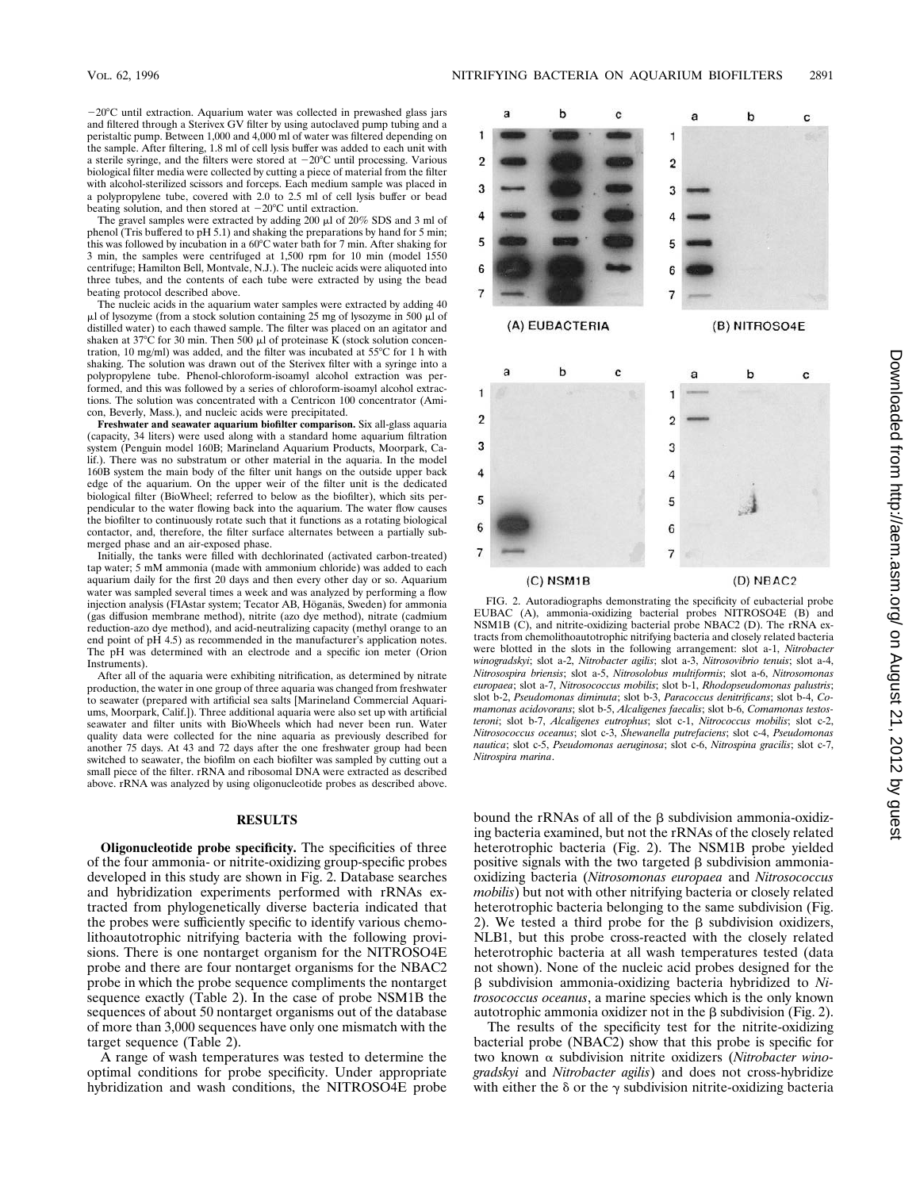−20°C until extraction. Aquarium water was collected in prewashed glass jars and filtered through a Sterivex GV filter by using autoclaved pump tubing and a peristaltic pump. Between 1,000 and 4,000 ml of water was filtered depending on the sample. After filtering, 1.8 ml of cell lysis buffer was added to each unit with a sterile syringe, and the filters were stored at −20°C until processing. Various biological filter media were collected by cutting a piece of material from the filter with alcohol-sterilized scissors and forceps. Each medium sample was placed in a polypropylene tube, covered with 2.0 to 2.5 ml of cell lysis buffer or bead beating solution, and then stored at −20°C until extraction.

The gravel samples were extracted by adding 200 μl of 20% SDS and 3 ml of phenol (Tris buffered to pH 5.1) and shaking the preparations by hand for 5 min; this was followed by incubation in a 60°C water bath for 7 min. After shaking for 3 min, the samples were centrifuged at 1,500 rpm for 10 min (model 1550 centrifuge; Hamilton Bell, Montvale, N.J.). The nucleic acids were aliquoted into three tubes, and the contents of each tube were extracted by using the bead beating protocol described above.

The nucleic acids in the aquarium water samples were extracted by adding 40 μl of lysozyme (from a stock solution containing 25 mg of lysozyme in 500 μl of distilled water) to each thawed sample. The filter was placed on an agitator and shaken at 37°C for 30 min. Then 500 μl of proteinase K (stock solution concentration, 10 mg/ml) was added, and the filter was incubated at 55°C for 1 h with shaking. The solution was drawn out of the Sterivex filter with a syringe into a polypropylene tube. Phenol-chloroform-isoamyl alcohol extraction was performed, and this was followed by a series of chloroform-isoamyl alcohol extractions. The solution was concentrated with a Centricon 100 concentrator (Amicon, Beverly, Mass.), and nucleic acids were precipitated.

**Freshwater and seawater aquarium biofilter comparison.** Six all-glass aquaria (capacity, 34 liters) were used along with a standard home aquarium filtration system (Penguin model 160B; Marineland Aquarium Products, Moorpark, Calif.). There was no substratum or other material in the aquaria. In the model 160B system the main body of the filter unit hangs on the outside upper back edge of the aquarium. On the upper weir of the filter unit is the dedicated biological filter (BioWheel; referred to below as the biofilter), which sits perpendicular to the water flowing back into the aquarium. The water flow causes the biofilter to continuously rotate such that it functions as a rotating biological contactor, and, therefore, the filter surface alternates between a partially submerged phase and an air-exposed phase.

Initially, the tanks were filled with dechlorinated (activated carbon-treated) tap water; 5 mM ammonia (made with ammonium chloride) was added to each aquarium daily for the first 20 days and then every other day or so. Aquarium water was sampled several times a week and was analyzed by performing a flow injection analysis (FIAstar system; Tecator AB, Höganäs, Sweden) for ammonia (gas diffusion membrane method), nitrite (azo dye method), nitrate (cadmium reduction-azo dye method), and acid-neutralizing capacity (methyl orange to an end point of pH 4.5) as recommended in the manufacturer's application notes. The pH was determined with an electrode and a specific ion meter (Orion Instruments).

After all of the aquaria were exhibiting nitrification, as determined by nitrate production, the water in one group of three aquaria was changed from freshwater to seawater (prepared with artificial sea salts [Marineland Commercial Aquariums, Moorpark, Calif.]). Three additional aquaria were also set up with artificial seawater and filter units with BioWheels which had never been run. Water quality data were collected for the nine aquaria as previously described for another 75 days. At 43 and 72 days after the one freshwater group had been switched to seawater, the biofilm on each biofilter was sampled by cutting out a small piece of the filter. rRNA and ribosomal DNA were extracted as described above. rRNA was analyzed by using oligonucleotide probes as described above.

FIG. 2. Autoradiographs demonstrating the specificity of eubacterial probe EUBAC (A), ammonia-oxidizing bacterial probes NITROSO4E (B) and NSM1B (C), and nitrite-oxidizing bacterial probe NBAC2 (D). The rRNA extracts from chemolithoautotrophic nitrifying bacteria and closely related bacteria were blotted in the slots in the following arrangement: slot a-1, *Nitrobacter winogradskyi*; slot a-2, *Nitrobacter agilis*; slot a-3, *Nitrosovibrio tenuis*; slot a-4, *Nitrosospira briensis*; slot a-5, *Nitrosolobus multiformis*; slot a-6, *Nitrosomonas europaea*; slot a-7, *Nitrosococcus mobilis*; slot b-1, *Rhodopseudomonas palustris*; slot b-2, *Pseudomonas diminuta*; slot b-3, *Paracoccus denitrificans*; slot b-4, *Comamonas acidovorans*; slot b-5, *Alcaligenes faecalis*; slot b-6, *Comamonas testosteroni*; slot b-7, *Alcaligenes eutrophus*; slot c-1, *Nitrococcus mobilis*; slot c-2, *Nitrosococcus oceanus*; slot c-3, *Shewanella putrefaciens*; slot c-4, *Pseudomonas nautica*; slot c-5, *Pseudomonas aeruginosa*; slot c-6, *Nitrospina gracilis*; slot c-7, *Nitrospira marina*.

## RESULTS

**Oligonucleotide probe specificity.** The specificities of three of the four ammonia- or nitrite-oxidizing group-specific probes developed in this study are shown in Fig. 2. Database searches and hybridization experiments performed with rRNAs extracted from phylogenetically diverse bacteria indicated that the probes were sufficiently specific to identify various chemolithoautotrophic nitrifying bacteria with the following provisions. There is one nontarget organism for the NITROSO4E probe and there are four nontarget organisms for the NBAC2 probe in which the probe sequence compliments the nontarget sequence exactly (Table 2). In the case of probe NSM1B the sequences of about 50 nontarget organisms out of the database of more than 3,000 sequences have only one mismatch with the target sequence (Table 2).

A range of wash temperatures was tested to determine the optimal conditions for probe specificity. Under appropriate hybridization and wash conditions, the NITROSO4E probe bound the rRNAs of all of the β subdivision ammonia-oxidizing bacteria examined, but not the rRNAs of the closely related heterotrophic bacteria (Fig. 2). The NSM1B probe yielded positive signals with the two targeted β subdivision ammonia-oxidizing bacteria (*Nitrosomonas europaea* and *Nitrosococcus mobilis*) but not with other nitrifying bacteria or closely related heterotrophic bacteria belonging to the same subdivision (Fig. 2). We tested a third probe for the β subdivision oxidizers, NLB1, but this probe cross-reacted with the closely related heterotrophic bacteria at all wash temperatures tested (data not shown). None of the nucleic acid probes designed for the β subdivision ammonia-oxidizing bacteria hybridized to *Nitrosococcus oceanus*, a marine species which is the only known autotrophic ammonia oxidizer not in the β subdivision (Fig. 2).

The results of the specificity test for the nitrite-oxidizing bacterial probe (NBAC2) show that this probe is specific for two known α subdivision nitrite oxidizers (*Nitrobacter winogradskyi* and *Nitrobacter agilis*) and does not cross-hybridize with either the δ or the γ subdivision nitrite-oxidizing bacteria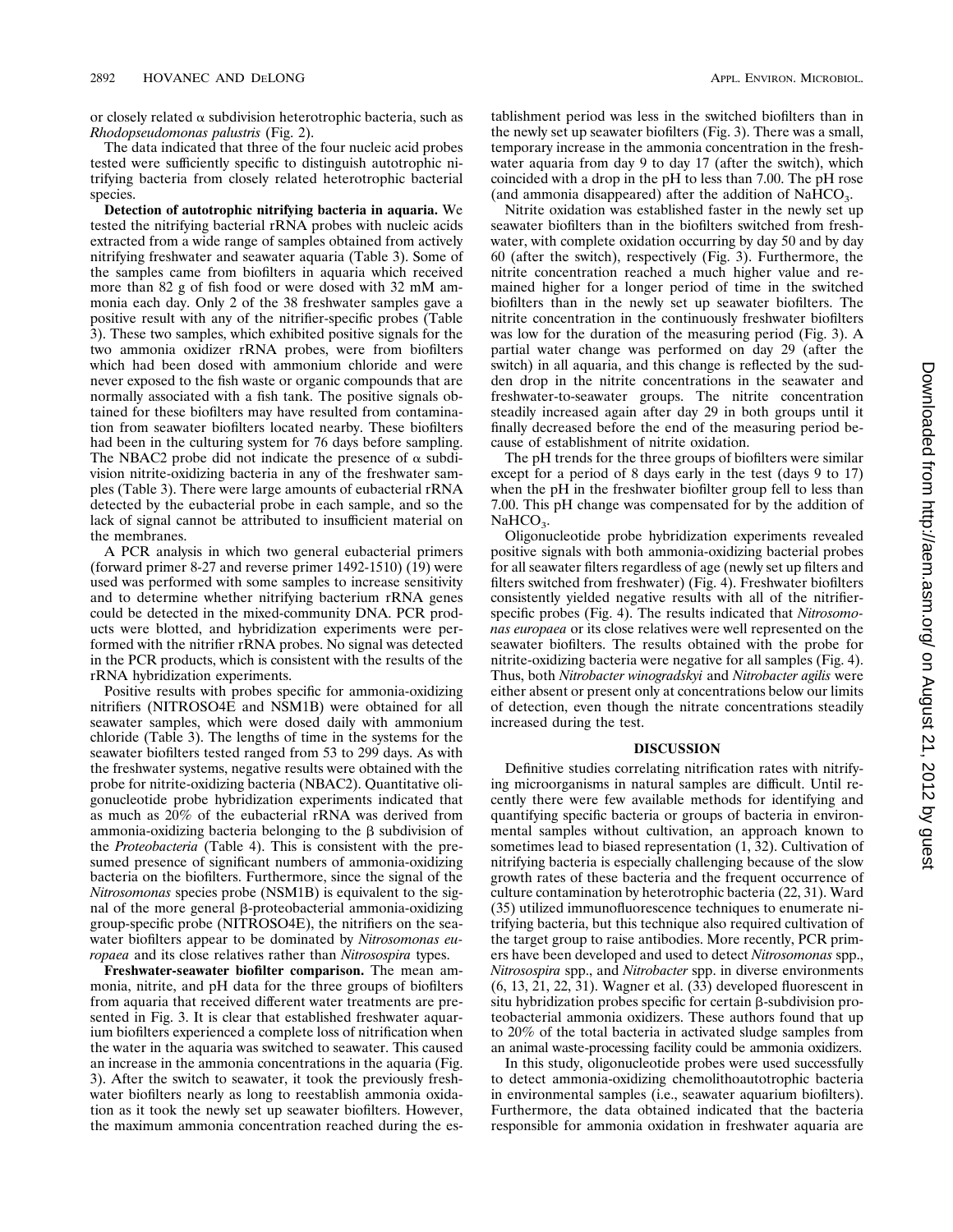or closely related α subdivision heterotrophic bacteria, such as *Rhodopseudomonas palustris* (Fig. 2).

The data indicated that three of the four nucleic acid probes tested were sufficiently specific to distinguish autotrophic nitrifying bacteria from closely related heterotrophic bacterial species.

**Detection of autotrophic nitrifying bacteria in aquaria.** We tested the nitrifying bacterial rRNA probes with nucleic acids extracted from a wide range of samples obtained from actively nitrifying freshwater and seawater aquaria (Table 3). Some of the samples came from biofilters in aquaria which received more than 82 g of fish food or were dosed with 32 mM ammonia each day. Only 2 of the 38 freshwater samples gave a positive result with any of the nitrifier-specific probes (Table 3). These two samples, which exhibited positive signals for the two ammonia oxidizer rRNA probes, were from biofilters which had been dosed with ammonium chloride and were never exposed to the fish waste or organic compounds that are normally associated with a fish tank. The positive signals obtained for these biofilters may have resulted from contamination from seawater biofilters located nearby. These biofilters had been in the culturing system for 76 days before sampling. The NBAC2 probe did not indicate the presence of α subdivision nitrite-oxidizing bacteria in any of the freshwater samples (Table 3). There were large amounts of eubacterial rRNA detected by the eubacterial probe in each sample, and so the lack of signal cannot be attributed to insufficient material on the membranes.

A PCR analysis in which two general eubacterial primers (forward primer 8-27 and reverse primer 1492-1510) (19) were used was performed with some samples to increase sensitivity and to determine whether nitrifying bacterium rRNA genes could be detected in the mixed-community DNA. PCR products were blotted, and hybridization experiments were performed with the nitrifier rRNA probes. No signal was detected in the PCR products, which is consistent with the results of the rRNA hybridization experiments.

Positive results with probes specific for ammonia-oxidizing nitrifiers (NITROSO4E and NSM1B) were obtained for all seawater samples, which were dosed daily with ammonium chloride (Table 3). The lengths of time in the systems for the seawater biofilters tested ranged from 53 to 299 days. As with the freshwater systems, negative results were obtained with the probe for nitrite-oxidizing bacteria (NBAC2). Quantitative oligonucleotide probe hybridization experiments indicated that as much as 20% of the eubacterial rRNA was derived from ammonia-oxidizing bacteria belonging to the β subdivision of the *Proteobacteria* (Table 4). This is consistent with the presumed presence of significant numbers of ammonia-oxidizing bacteria on the biofilters. Furthermore, since the signal of the *Nitrosomonas* species probe (NSM1B) is equivalent to the signal of the more general β-proteobacterial ammonia-oxidizing group-specific probe (NITROSO4E), the nitrifiers on the seawater biofilters appear to be dominated by *Nitrosomonas europaea* and its close relatives rather than *Nitrosospira* types.

**Freshwater-seawater biofilter comparison.** The mean ammonia, nitrite, and pH data for the three groups of biofilters from aquaria that received different water treatments are presented in Fig. 3. It is clear that established freshwater aquarium biofilters experienced a complete loss of nitrification when the water in the aquaria was switched to seawater. This caused an increase in the ammonia concentrations in the aquaria (Fig. 3). After the switch to seawater, it took the previously freshwater biofilters nearly as long to reestablish ammonia oxidation as it took the newly set up seawater biofilters. However, the maximum ammonia concentration reached during the establishment period was less in the switched biofilters than in the newly set up seawater biofilters (Fig. 3). There was a small, temporary increase in the ammonia concentration in the freshwater aquaria from day 9 to day 17 (after the switch), which coincided with a drop in the pH to less than 7.00. The pH rose (and ammonia disappeared) after the addition of $NaHCO_3$.

Nitrite oxidation was established faster in the newly set up seawater biofilters than in the biofilters switched from freshwater, with complete oxidation occurring by day 50 and by day 60 (after the switch), respectively (Fig. 3). Furthermore, the nitrite concentration reached a much higher value and remained higher for a longer period of time in the switched biofilters than in the newly set up seawater biofilters. The nitrite concentration in the continuously freshwater biofilters was low for the duration of the measuring period (Fig. 3). A partial water change was performed on day 29 (after the switch) in all aquaria, and this change is reflected by the sudden drop in the nitrite concentrations in the seawater and freshwater-to-seawater groups. The nitrite concentration steadily increased again after day 29 in both groups until it finally decreased before the end of the measuring period because of establishment of nitrite oxidation.

The pH trends for the three groups of biofilters were similar except for a period of 8 days early in the test (days 9 to 17) when the pH in the freshwater biofilter group fell to less than 7.00. This pH change was compensated for by the addition of $NaHCO_3$.

Oligonucleotide probe hybridization experiments revealed positive signals with both ammonia-oxidizing bacterial probes for all seawater filters regardless of age (newly set up filters and filters switched from freshwater) (Fig. 4). Freshwater biofilters consistently yielded negative results with all of the nitrifier-specific probes (Fig. 4). The results indicated that *Nitrosomonas europaea* or its close relatives were well represented on the seawater biofilters. The results obtained with the probe for nitrite-oxidizing bacteria were negative for all samples (Fig. 4). Thus, both *Nitrobacter winogradskyi* and *Nitrobacter agilis* were either absent or present only at concentrations below our limits of detection, even though the nitrate concentrations steadily increased during the test.

## DISCUSSION

Definitive studies correlating nitrification rates with nitrifying microorganisms in natural samples are difficult. Until recently there were few available methods for identifying and quantifying specific bacteria or groups of bacteria in environmental samples without cultivation, an approach known to sometimes lead to biased representation (1, 32). Cultivation of nitrifying bacteria is especially challenging because of the slow growth rates of these bacteria and the frequent occurrence of culture contamination by heterotrophic bacteria (22, 31). Ward (35) utilized immunofluorescence techniques to enumerate nitrifying bacteria, but this technique also required cultivation of the target group to raise antibodies. More recently, PCR primers have been developed and used to detect *Nitrosomonas* spp., *Nitrosospira* spp., and *Nitrobacter* spp. in diverse environments (6, 13, 21, 22, 31). Wagner et al. (33) developed fluorescent in situ hybridization probes specific for certain β-subdivision proteobacterial ammonia oxidizers. These authors found that up to 20% of the total bacteria in activated sludge samples from an animal waste-processing facility could be ammonia oxidizers.

In this study, oligonucleotide probes were used successfully to detect ammonia-oxidizing chemolithoautotrophic bacteria in environmental samples (i.e., seawater aquarium biofilters). Furthermore, the data obtained indicated that the bacteria responsible for ammonia oxidation in freshwater aquaria are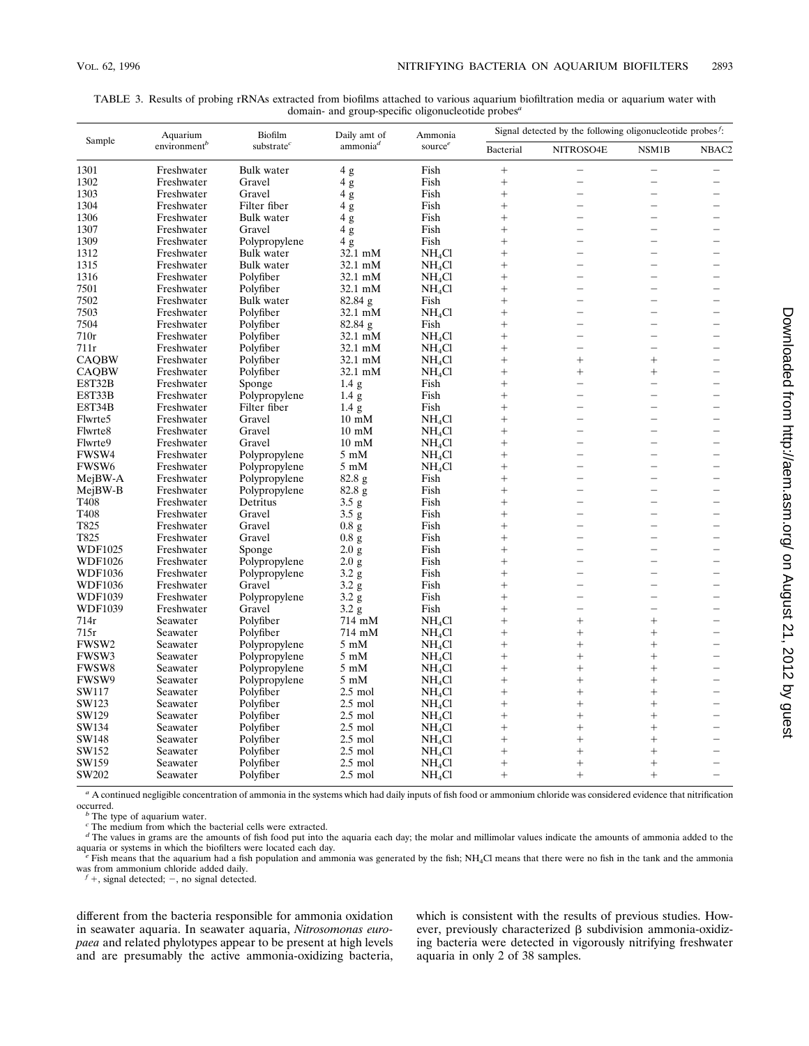TABLE 3. Results of probing rRNAs extracted from biofilms attached to various aquarium biofiltration media or aquarium water with domain- and group-specific oligonucleotide probes[a]

| Sample | Aquarium environment[b] | Biofilm substrate[c] | Daily amt of ammonia[d] | Ammonia source[e] | Signal detected by the following oligonucleotide probes[f]: | | | |
|---|---|---|---|---|---|---|---|---|
| | | | | | Bacterial | NITROSO4E | NSM1B | NBAC2 |
| 1301 | Freshwater | Bulk water | 4 g | Fish | + | − | − | − |
| 1302 | Freshwater | Gravel | 4 g | Fish | + | − | − | − |
| 1303 | Freshwater | Gravel | 4 g | Fish | + | − | − | − |
| 1304 | Freshwater | Filter fiber | 4 g | Fish | + | − | − | − |
| 1306 | Freshwater | Bulk water | 4 g | Fish | + | − | − | − |
| 1307 | Freshwater | Gravel | 4 g | Fish | + | − | − | − |
| 1309 | Freshwater | Polypropylene | 4 g | Fish | + | − | − | − |
| 1312 | Freshwater | Bulk water | 32.1 mM | $NH_4Cl$ | + | − | − | − |
| 1315 | Freshwater | Bulk water | 32.1 mM | $NH_4Cl$ | + | − | − | − |
| 1316 | Freshwater | Polyfiber | 32.1 mM | $NH_4Cl$ | + | − | − | − |
| 7501 | Freshwater | Polyfiber | 32.1 mM | $NH_4Cl$ | + | − | − | − |
| 7502 | Freshwater | Bulk water | 82.84 g | Fish | + | − | − | − |
| 7503 | Freshwater | Polyfiber | 32.1 mM | $NH_4Cl$ | + | − | − | − |
| 7504 | Freshwater | Polyfiber | 82.84 g | Fish | + | − | − | − |
| 710r | Freshwater | Polyfiber | 32.1 mM | $NH_4Cl$ | + | − | − | − |
| 711r | Freshwater | Polyfiber | 32.1 mM | $NH_4Cl$ | + | − | − | − |
| CAQBW | Freshwater | Polyfiber | 32.1 mM | $NH_4Cl$ | + | + | + | − |
| CAQBW | Freshwater | Polyfiber | 32.1 mM | $NH_4Cl$ | + | + | + | − |
| E8T32B | Freshwater | Sponge | 1.4 g | Fish | + | − | − | − |
| E8T33B | Freshwater | Polypropylene | 1.4 g | Fish | + | − | − | − |
| E8T34B | Freshwater | Filter fiber | 1.4 g | Fish | + | − | − | − |
| Flwrte5 | Freshwater | Gravel | 10 mM | $NH_4Cl$ | + | − | − | − |
| Flwrte8 | Freshwater | Gravel | 10 mM | $NH_4Cl$ | + | − | − | − |
| Flwrte9 | Freshwater | Gravel | 10 mM | $NH_4Cl$ | + | − | − | − |
| FWSW4 | Freshwater | Polypropylene | 5 mM | $NH_4Cl$ | + | − | − | − |
| FWSW6 | Freshwater | Polypropylene | 5 mM | $NH_4Cl$ | + | − | − | − |
| MejBW-A | Freshwater | Polypropylene | 82.8 g | Fish | + | − | − | − |
| MejBW-B | Freshwater | Polypropylene | 82.8 g | Fish | + | − | − | − |
| T408 | Freshwater | Detritus | 3.5 g | Fish | + | − | − | − |
| T408 | Freshwater | Gravel | 3.5 g | Fish | + | − | − | − |
| T825 | Freshwater | Gravel | 0.8 g | Fish | + | − | − | − |
| T825 | Freshwater | Gravel | 0.8 g | Fish | + | − | − | − |
| WDF1025 | Freshwater | Sponge | 2.0 g | Fish | + | − | − | − |
| WDF1026 | Freshwater | Polypropylene | 2.0 g | Fish | + | − | − | − |
| WDF1036 | Freshwater | Polypropylene | 3.2 g | Fish | + | − | − | − |
| WDF1036 | Freshwater | Gravel | 3.2 g | Fish | + | − | − | − |
| WDF1039 | Freshwater | Polypropylene | 3.2 g | Fish | + | − | − | − |
| WDF1039 | Freshwater | Gravel | 3.2 g | Fish | + | − | − | − |
| 714r | Seawater | Polyfiber | 714 mM | $NH_4Cl$ | + | + | + | − |
| 715r | Seawater | Polyfiber | 714 mM | $NH_4Cl$ | + | + | + | − |
| FWSW2 | Seawater | Polypropylene | 5 mM | $NH_4Cl$ | + | + | + | − |
| FWSW3 | Seawater | Polypropylene | 5 mM | $NH_4Cl$ | + | + | + | − |
| FWSW8 | Seawater | Polypropylene | 5 mM | $NH_4Cl$ | + | + | + | − |
| FWSW9 | Seawater | Polypropylene | 5 mM | $NH_4Cl$ | + | + | + | − |
| SW117 | Seawater | Polyfiber | 2.5 mol | $NH_4Cl$ | + | + | + | − |
| SW123 | Seawater | Polyfiber | 2.5 mol | $NH_4Cl$ | + | + | + | − |
| SW129 | Seawater | Polyfiber | 2.5 mol | $NH_4Cl$ | + | + | + | − |
| SW134 | Seawater | Polyfiber | 2.5 mol | $NH_4Cl$ | + | + | + | − |
| SW148 | Seawater | Polyfiber | 2.5 mol | $NH_4Cl$ | + | + | + | − |
| SW152 | Seawater | Polyfiber | 2.5 mol | $NH_4Cl$ | + | + | + | − |
| SW159 | Seawater | Polyfiber | 2.5 mol | $NH_4Cl$ | + | + | + | − |
| SW202 | Seawater | Polyfiber | 2.5 mol | $NH_4Cl$ | + | + | + | − |

[a] A continued negligible concentration of ammonia in the systems which had daily inputs of fish food or ammonium chloride was considered evidence that nitrification occurred.

[b] The type of aquarium water.

[c] The medium from which the bacterial cells were extracted.

[d] The values in grams are the amounts of fish food put into the aquaria each day; the molar and millimolar values indicate the amounts of ammonia added to the aquaria or systems in which the biofilters were located each day.

[e] Fish means that the aquarium had a fish population and ammonia was generated by the fish; $NH_4Cl$ means that there were no fish in the tank and the ammonia was from ammonium chloride added daily.

[f] +, signal detected; −, no signal detected.

different from the bacteria responsible for ammonia oxidation in seawater aquaria. In seawater aquaria, *Nitrosomonas europaea* and related phylotypes appear to be present at high levels and are presumably the active ammonia-oxidizing bacteria, which is consistent with the results of previous studies. However, previously characterized β subdivision ammonia-oxidizing bacteria were detected in vigorously nitrifying freshwater aquaria in only 2 of 38 samples.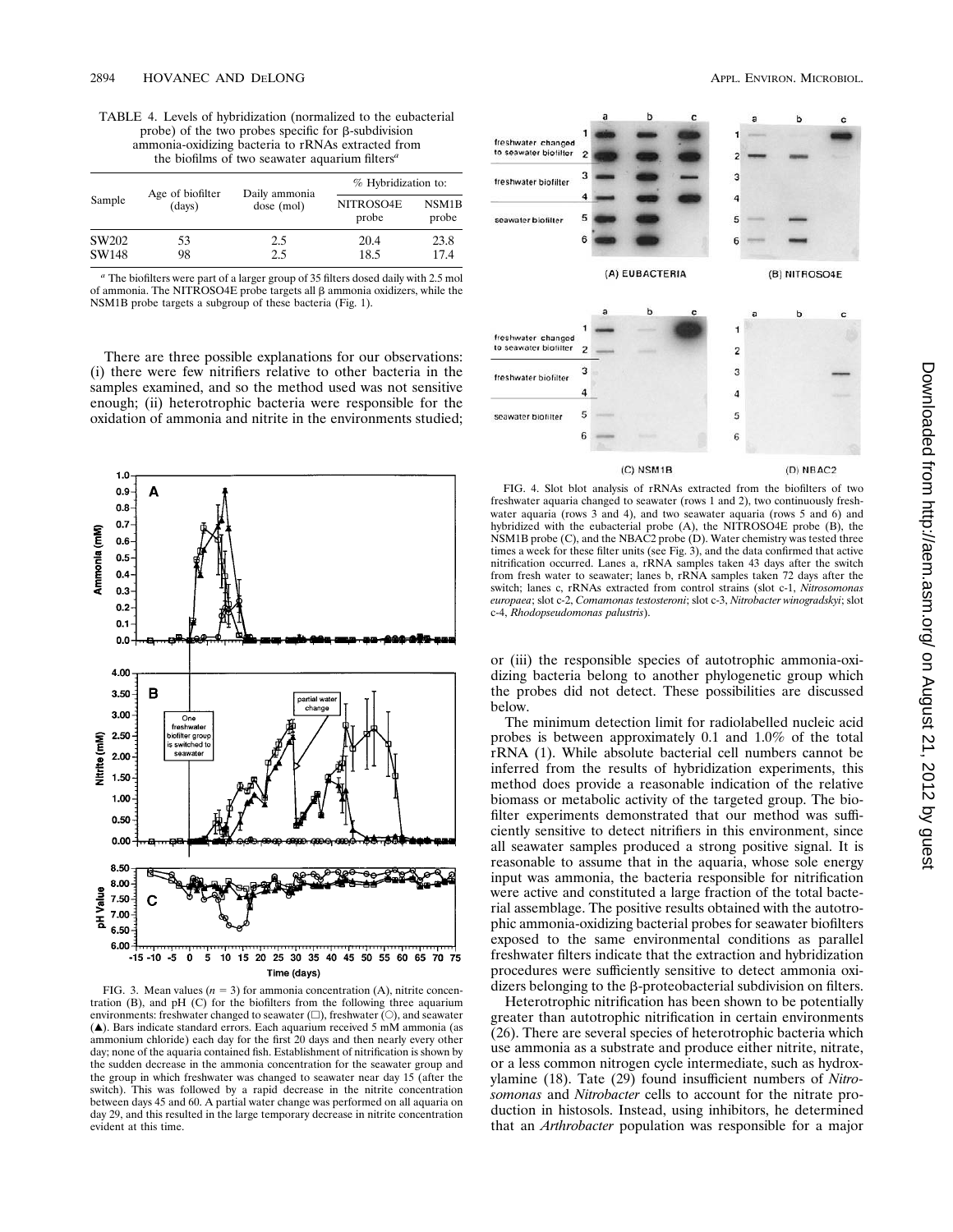TABLE 4. Levels of hybridization (normalized to the eubacterial probe) of the two probes specific for β-subdivision ammonia-oxidizing bacteria to rRNAs extracted from the biofilms of two seawater aquarium filters[a]

| Sample | Age of biofilter (days) | Daily ammonia dose (mol) | % Hybridization to: | |
|---|---|---|---|---|
| | | | NITROSO4E probe | NSM1B probe |
| SW202 | 53 | 2.5 | 20.4 | 23.8 |
| SW148 | 98 | 2.5 | 18.5 | 17.4 |

[a] The biofilters were part of a larger group of 35 filters dosed daily with 2.5 mol of ammonia. The NITROSO4E probe targets all β ammonia oxidizers, while the NSM1B probe targets a subgroup of these bacteria (Fig. 1).

There are three possible explanations for our observations: (i) there were few nitrifiers relative to other bacteria in the samples examined, and so the method used was not sensitive enough; (ii) heterotrophic bacteria were responsible for the oxidation of ammonia and nitrite in the environments studied; or (iii) the responsible species of autotrophic ammonia-oxidizing bacteria belong to another phylogenetic group which the probes did not detect. These possibilities are discussed below.

FIG. 3. Mean values ($n = 3$) for ammonia concentration (A), nitrite concentration (B), and pH (C) for the biofilters from the following three aquarium environments: freshwater changed to seawater (□), freshwater (○), and seawater (▲). Bars indicate standard errors. Each aquarium received 5 mM ammonia (as ammonium chloride) each day for the first 20 days and then nearly every other day; none of the aquaria contained fish. Establishment of nitrification is shown by the sudden decrease in the ammonia concentration for the seawater group and the group in which freshwater was changed to seawater near day 15 (after the switch). This was followed by a rapid decrease in the nitrite concentration between days 45 and 60. A partial water change was performed on all aquaria on day 29, and this resulted in the large temporary decrease in nitrite concentration evident at this time.

FIG. 4. Slot blot analysis of rRNAs extracted from the biofilters of two freshwater aquaria changed to seawater (rows 1 and 2), two continuously freshwater aquaria (rows 3 and 4), and two seawater aquaria (rows 5 and 6) and hybridized with the eubacterial probe (A), the NITROSO4E probe (B), the NSM1B probe (C), and the NBAC2 probe (D). Water chemistry was tested three times a week for these filter units (see Fig. 3), and the data confirmed that active nitrification occurred. Lanes a, rRNA samples taken 43 days after the switch from fresh water to seawater; lanes b, rRNA samples taken 72 days after the switch; lanes c, rRNAs extracted from control strains (slot c-1, *Nitrosomonas europaea*; slot c-2, *Comamonas testosteroni*; slot c-3, *Nitrobacter winogradskyi*; slot c-4, *Rhodopseudomonas palustris*).

The minimum detection limit for radiolabelled nucleic acid probes is between approximately 0.1 and 1.0% of the total rRNA (1). While absolute bacterial cell numbers cannot be inferred from the results of hybridization experiments, this method does provide a reasonable indication of the relative biomass or metabolic activity of the targeted group. The biofilter experiments demonstrated that our method was sufficiently sensitive to detect nitrifiers in this environment, since all seawater samples produced a strong positive signal. It is reasonable to assume that in the aquaria, whose sole energy input was ammonia, the bacteria responsible for nitrification were active and constituted a large fraction of the total bacterial assemblage. The positive results obtained with the autotrophic ammonia-oxidizing bacterial probes for seawater biofilters exposed to the same environmental conditions as parallel freshwater filters indicate that the extraction and hybridization procedures were sufficiently sensitive to detect ammonia oxidizers belonging to the β-proteobacterial subdivision on filters.

Heterotrophic nitrification has been shown to be potentially greater than autotrophic nitrification in certain environments (26). There are several species of heterotrophic bacteria which use ammonia as a substrate and produce either nitrite, nitrate, or a less common nitrogen cycle intermediate, such as hydroxylamine (18). Tate (29) found insufficient numbers of *Nitrosomonas* and *Nitrobacter* cells to account for the nitrate production in histosols. Instead, using inhibitors, he determined that an *Arthrobacter* population was responsible for a major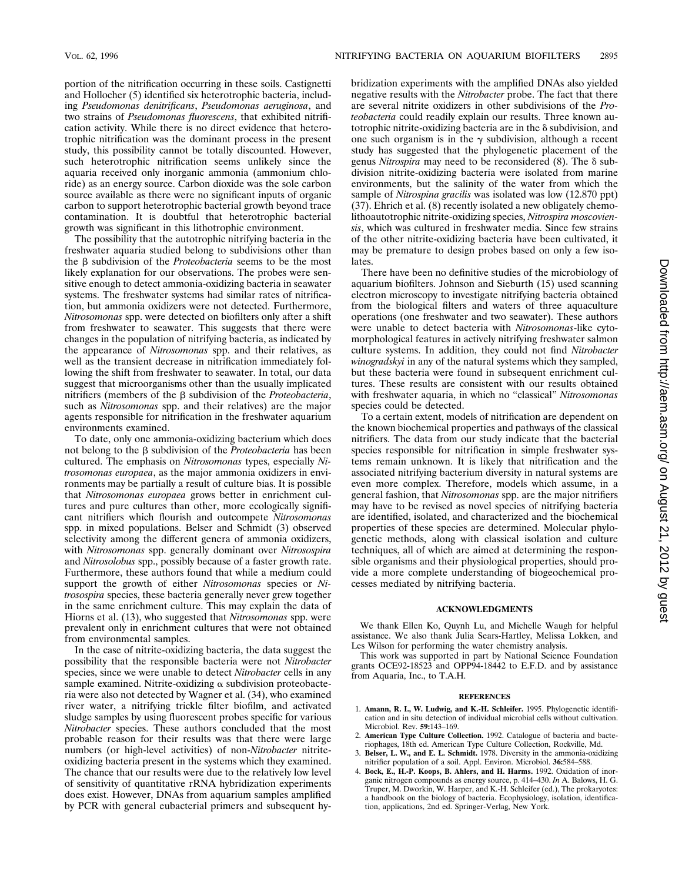portion of the nitrification occurring in these soils. Castignetti and Hollocher (5) identified six heterotrophic bacteria, including *Pseudomonas denitrificans*, *Pseudomonas aeruginosa*, and two strains of *Pseudomonas fluorescens*, that exhibited nitrification activity. While there is no direct evidence that heterotrophic nitrification was the dominant process in the present study, this possibility cannot be totally discounted. However, such heterotrophic nitrification seems unlikely since the aquaria received only inorganic ammonia (ammonium chloride) as an energy source. Carbon dioxide was the sole carbon source available as there were no significant inputs of organic carbon to support heterotrophic bacterial growth beyond trace contamination. It is doubtful that heterotrophic bacterial growth was significant in this lithotrophic environment.

The possibility that the autotrophic nitrifying bacteria in the freshwater aquaria studied belong to subdivisions other than the β subdivision of the *Proteobacteria* seems to be the most likely explanation for our observations. The probes were sensitive enough to detect ammonia-oxidizing bacteria in seawater systems. The freshwater systems had similar rates of nitrification, but ammonia oxidizers were not detected. Furthermore, *Nitrosomonas* spp. were detected on biofilters only after a shift from freshwater to seawater. This suggests that there were changes in the population of nitrifying bacteria, as indicated by the appearance of *Nitrosomonas* spp. and their relatives, as well as the transient decrease in nitrification immediately following the shift from freshwater to seawater. In total, our data suggest that microorganisms other than the usually implicated nitrifiers (members of the β subdivision of the *Proteobacteria*, such as *Nitrosomonas* spp. and their relatives) are the major agents responsible for nitrification in the freshwater aquarium environments examined.

To date, only one ammonia-oxidizing bacterium which does not belong to the β subdivision of the *Proteobacteria* has been cultured. The emphasis on *Nitrosomonas* types, especially *Nitrosomonas europaea*, as the major ammonia oxidizers in environments may be partially a result of culture bias. It is possible that *Nitrosomonas europaea* grows better in enrichment cultures and pure cultures than other, more ecologically significant nitrifiers which flourish and outcompete *Nitrosomonas* spp. in mixed populations. Belser and Schmidt (3) observed selectivity among the different genera of ammonia oxidizers, with *Nitrosomonas* spp. generally dominant over *Nitrosospira* and *Nitrosolobus* spp., possibly because of a faster growth rate. Furthermore, these authors found that while a medium could support the growth of either *Nitrosomonas* species or *Nitrosospira* species, these bacteria generally never grew together in the same enrichment culture. This may explain the data of Hiorns et al. (13), who suggested that *Nitrosomonas* spp. were prevalent only in enrichment cultures that were not obtained from environmental samples.

In the case of nitrite-oxidizing bacteria, the data suggest the possibility that the responsible bacteria were not *Nitrobacter* species, since we were unable to detect *Nitrobacter* cells in any sample examined. Nitrite-oxidizing α subdivision proteobacteria were also not detected by Wagner et al. (34), who examined river water, a nitrifying trickle filter biofilm, and activated sludge samples by using fluorescent probes specific for various *Nitrobacter* species. These authors concluded that the most probable reason for their results was that there were large numbers (or high-level activities) of non-*Nitrobacter* nitrite-oxidizing bacteria present in the systems which they examined. The chance that our results were due to the relatively low level of sensitivity of quantitative rRNA hybridization experiments does exist. However, DNAs from aquarium samples amplified by PCR with general eubacterial primers and subsequent hybridization experiments with the amplified DNAs also yielded negative results with the *Nitrobacter* probe. The fact that there are several nitrite oxidizers in other subdivisions of the *Proteobacteria* could readily explain our results. Three known autotrophic nitrite-oxidizing bacteria are in the δ subdivision, and one such organism is in the γ subdivision, although a recent study has suggested that the phylogenetic placement of the genus *Nitrospira* may need to be reconsidered (8). The δ subdivision nitrite-oxidizing bacteria were isolated from marine environments, but the salinity of the water from which the sample of *Nitrospina gracilis* was isolated was low (12.870 ppt) (37). Ehrich et al. (8) recently isolated a new obligately chemolithoautotrophic nitrite-oxidizing species, *Nitrospira moscoviensis*, which was cultured in freshwater media. Since few strains of the other nitrite-oxidizing bacteria have been cultivated, it may be premature to design probes based on only a few isolates.

There have been no definitive studies of the microbiology of aquarium biofilters. Johnson and Sieburth (15) used scanning electron microscopy to investigate nitrifying bacteria obtained from the biological filters and waters of three aquaculture operations (one freshwater and two seawater). These authors were unable to detect bacteria with *Nitrosomonas*-like cytomorphological features in actively nitrifying freshwater salmon culture systems. In addition, they could not find *Nitrobacter winogradskyi* in any of the natural systems which they sampled, but these bacteria were found in subsequent enrichment cultures. These results are consistent with our results obtained with freshwater aquaria, in which no "classical" *Nitrosomonas* species could be detected.

To a certain extent, models of nitrification are dependent on the known biochemical properties and pathways of the classical nitrifiers. The data from our study indicate that the bacterial species responsible for nitrification in simple freshwater systems remain unknown. It is likely that nitrification and the associated nitrifying bacterium diversity in natural systems are even more complex. Therefore, models which assume, in a general fashion, that *Nitrosomonas* spp. are the major nitrifiers may have to be revised as novel species of nitrifying bacteria are identified, isolated, and characterized and the biochemical properties of these species are determined. Molecular phylogenetic methods, along with classical isolation and culture techniques, all of which are aimed at determining the responsible organisms and their physiological properties, should provide a more complete understanding of biogeochemical processes mediated by nitrifying bacteria.

## ACKNOWLEDGMENTS

We thank Ellen Ko, Quynh Lu, and Michelle Waugh for helpful assistance. We also thank Julia Sears-Hartley, Melissa Lokken, and Les Wilson for performing the water chemistry analysis.

This work was supported in part by National Science Foundation grants OCE92-18523 and OPP94-18442 to E.F.D. and by assistance from Aquaria, Inc., to T.A.H.

## REFERENCES

1. **Amann, R. I., W. Ludwig, and K.-H. Schleifer.** 1995. Phylogenetic identification and in situ detection of individual microbial cells without cultivation. Microbiol. Rev. **59:**143–169.
2. **American Type Culture Collection.** 1992. Catalogue of bacteria and bacteriophages, 18th ed. American Type Culture Collection, Rockville, Md.
3. **Belser, L. W., and E. L. Schmidt.** 1978. Diversity in the ammonia-oxidizing nitrifier population of a soil. Appl. Environ. Microbiol. **36:**584–588.
4. **Bock, E., H.-P. Koops, B. Ahlers, and H. Harms.** 1992. Oxidation of inorganic nitrogen compounds as energy source, p. 414–430. *In* A. Balows, H. G. Truper, M. Dworkin, W. Harper, and K.-H. Schleifer (ed.), The prokaryotes: a handbook on the biology of bacteria. Ecophysiology, isolation, identification, applications, 2nd ed. Springer-Verlag, New York.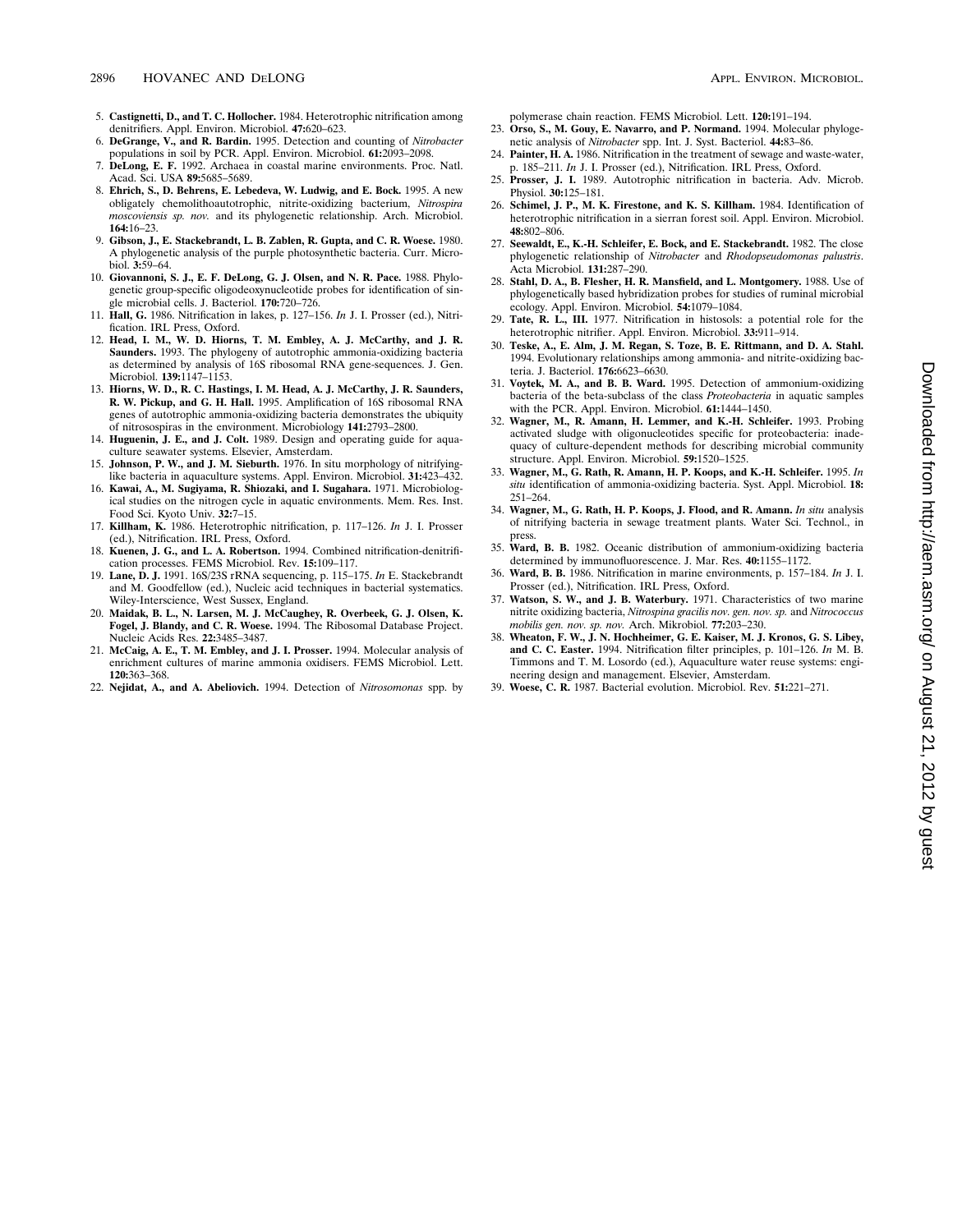5. **Castignetti, D., and T. C. Hollocher.** 1984. Heterotrophic nitrification among denitrifiers. Appl. Environ. Microbiol. **47:**620–623.
6. **DeGrange, V., and R. Bardin.** 1995. Detection and counting of *Nitrobacter* populations in soil by PCR. Appl. Environ. Microbiol. **61:**2093–2098.
7. **DeLong, E. F.** 1992. Archaea in coastal marine environments. Proc. Natl. Acad. Sci. USA **89:**5685–5689.
8. **Ehrich, S., D. Behrens, E. Lebedeva, W. Ludwig, and E. Bock.** 1995. A new obligately chemolithoautotrophic, nitrite-oxidizing bacterium, *Nitrospira moscoviensis sp. nov.* and its phylogenetic relationship. Arch. Microbiol. **164:**16–23.
9. **Gibson, J., E. Stackebrandt, L. B. Zablen, R. Gupta, and C. R. Woese.** 1980. A phylogenetic analysis of the purple photosynthetic bacteria. Curr. Microbiol. **3:**59–64.
10. **Giovannoni, S. J., E. F. DeLong, G. J. Olsen, and N. R. Pace.** 1988. Phylogenetic group-specific oligodeoxynucleotide probes for identification of single microbial cells. J. Bacteriol. **170:**720–726.
11. **Hall, G.** 1986. Nitrification in lakes, p. 127–156. *In* J. I. Prosser (ed.), Nitrification. IRL Press, Oxford.
12. **Head, I. M., W. D. Hiorns, T. M. Embley, A. J. McCarthy, and J. R. Saunders.** 1993. The phylogeny of autotrophic ammonia-oxidizing bacteria as determined by analysis of 16S ribosomal RNA gene-sequences. J. Gen. Microbiol. **139:**1147–1153.
13. **Hiorns, W. D., R. C. Hastings, I. M. Head, A. J. McCarthy, J. R. Saunders, R. W. Pickup, and G. H. Hall.** 1995. Amplification of 16S ribosomal RNA genes of autotrophic ammonia-oxidizing bacteria demonstrates the ubiquity of nitrosospiras in the environment. Microbiology **141:**2793–2800.
14. **Huguenin, J. E., and J. Colt.** 1989. Design and operating guide for aquaculture seawater systems. Elsevier, Amsterdam.
15. **Johnson, P. W., and J. M. Sieburth.** 1976. In situ morphology of nitrifying-like bacteria in aquaculture systems. Appl. Environ. Microbiol. **31:**423–432.
16. **Kawai, A., M. Sugiyama, R. Shiozaki, and I. Sugahara.** 1971. Microbiological studies on the nitrogen cycle in aquatic environments. Mem. Res. Inst. Food Sci. Kyoto Univ. **32:**7–15.
17. **Killham, K.** 1986. Heterotrophic nitrification, p. 117–126. *In* J. I. Prosser (ed.), Nitrification. IRL Press, Oxford.
18. **Kuenen, J. G., and L. A. Robertson.** 1994. Combined nitrification-denitrification processes. FEMS Microbiol. Rev. **15:**109–117.
19. **Lane, D. J.** 1991. 16S/23S rRNA sequencing, p. 115–175. *In* E. Stackebrandt and M. Goodfellow (ed.), Nucleic acid techniques in bacterial systematics. Wiley-Interscience, West Sussex, England.
20. **Maidak, B. L., N. Larsen, M. J. McCaughey, R. Overbeek, G. J. Olsen, K. Fogel, J. Blandy, and C. R. Woese.** 1994. The Ribosomal Database Project. Nucleic Acids Res. **22:**3485–3487.
21. **McCaig, A. E., T. M. Embley, and J. I. Prosser.** 1994. Molecular analysis of enrichment cultures of marine ammonia oxidisers. FEMS Microbiol. Lett. **120:**363–368.
22. **Nejidat, A., and A. Abeliovich.** 1994. Detection of *Nitrosomonas* spp. by polymerase chain reaction. FEMS Microbiol. Lett. **120:**191–194.
23. **Orso, S., M. Gouy, E. Navarro, and P. Normand.** 1994. Molecular phylogenetic analysis of *Nitrobacter* spp. Int. J. Syst. Bacteriol. **44:**83–86.
24. **Painter, H. A.** 1986. Nitrification in the treatment of sewage and waste-water, p. 185–211. *In* J. I. Prosser (ed.), Nitrification. IRL Press, Oxford.
25. **Prosser, J. I.** 1989. Autotrophic nitrification in bacteria. Adv. Microb. Physiol. **30:**125–181.
26. **Schimel, J. P., M. K. Firestone, and K. S. Killham.** 1984. Identification of heterotrophic nitrification in a sierran forest soil. Appl. Environ. Microbiol. **48:**802–806.
27. **Seewaldt, E., K.-H. Schleifer, E. Bock, and E. Stackebrandt.** 1982. The close phylogenetic relationship of *Nitrobacter* and *Rhodopseudomonas palustris*. Acta Microbiol. **131:**287–290.
28. **Stahl, D. A., B. Flesher, H. R. Mansfield, and L. Montgomery.** 1988. Use of phylogenetically based hybridization probes for studies of ruminal microbial ecology. Appl. Environ. Microbiol. **54:**1079–1084.
29. **Tate, R. L., III.** 1977. Nitrification in histosols: a potential role for the heterotrophic nitrifier. Appl. Environ. Microbiol. **33:**911–914.
30. **Teske, A., E. Alm, J. M. Regan, S. Toze, B. E. Rittmann, and D. A. Stahl.** 1994. Evolutionary relationships among ammonia- and nitrite-oxidizing bacteria. J. Bacteriol. **176:**6623–6630.
31. **Voytek, M. A., and B. B. Ward.** 1995. Detection of ammonium-oxidizing bacteria of the beta-subclass of the class *Proteobacteria* in aquatic samples with the PCR. Appl. Environ. Microbiol. **61:**1444–1450.
32. **Wagner, M., R. Amann, H. Lemmer, and K.-H. Schleifer.** 1993. Probing activated sludge with oligonucleotides specific for proteobacteria: inadequacy of culture-dependent methods for describing microbial community structure. Appl. Environ. Microbiol. **59:**1520–1525.
33. **Wagner, M., G. Rath, R. Amann, H. P. Koops, and K.-H. Schleifer.** 1995. *In situ* identification of ammonia-oxidizing bacteria. Syst. Appl. Microbiol. **18:**251–264.
34. **Wagner, M., G. Rath, H. P. Koops, J. Flood, and R. Amann.** *In situ* analysis of nitrifying bacteria in sewage treatment plants. Water Sci. Technol., in press.
35. **Ward, B. B.** 1982. Oceanic distribution of ammonium-oxidizing bacteria determined by immunofluorescence. J. Mar. Res. **40:**1155–1172.
36. **Ward, B. B.** 1986. Nitrification in marine environments, p. 157–184. *In* J. I. Prosser (ed.), Nitrification. IRL Press, Oxford.
37. **Watson, S. W., and J. B. Waterbury.** 1971. Characteristics of two marine nitrite oxidizing bacteria, *Nitrospina gracilis nov. gen. nov. sp.* and *Nitrococcus mobilis gen. nov. sp. nov.* Arch. Mikrobiol. **77:**203–230.
38. **Wheaton, F. W., J. N. Hochheimer, G. E. Kaiser, M. J. Kronos, G. S. Libey, and C. C. Easter.** 1994. Nitrification filter principles, p. 101–126. *In* M. B. Timmons and T. M. Losordo (ed.), Aquaculture water reuse systems: engineering design and management. Elsevier, Amsterdam.
39. **Woese, C. R.** 1987. Bacterial evolution. Microbiol. Rev. **51:**221–271.